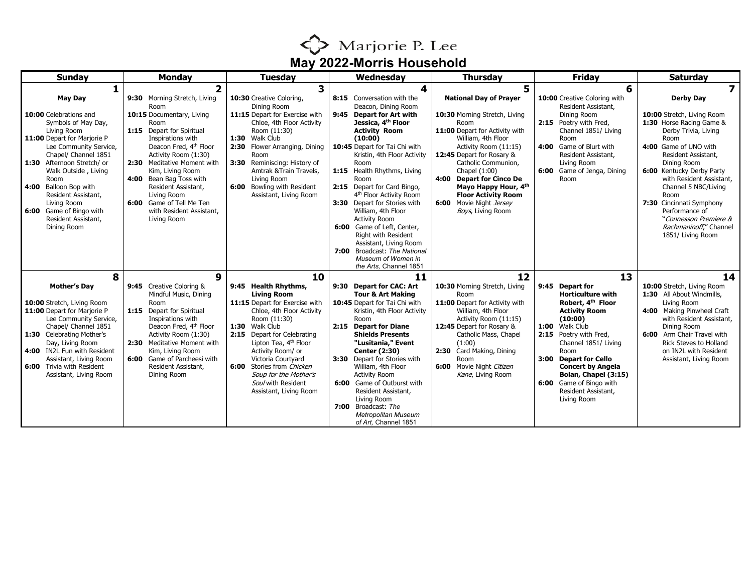# Marjorie P. Lee

## May 2022-Morris Household

| Sunday | Monday | Tuesday | Wednesday | Thursday | Friday | Saturday |
|---|---|---|---|---|---|---|
| **1**<br>**May Day**<br><br>**10:00** Celebrations and Symbols of May Day, Living Room<br>**11:00** Depart for Marjorie P Lee Community Service, Chapel/ Channel 1851<br>**1:30** Afternoon Stretch/ or Walk Outside , Living Room<br>**4:00** Balloon Bop with Resident Assistant, Living Room<br>**6:00** Game of Bingo with Resident Assistant, Dining Room | **2**<br>**9:30** Morning Stretch, Living Room<br>**10:15** Documentary, Living Room<br>**1:15** Depart for Spiritual Inspirations with Deacon Fred, 4th Floor Activity Room (1:30)<br>**2:30** Meditative Moment with Kim, Living Room<br>**4:00** Bean Bag Toss with Resident Assistant, Living Room<br>**6:00** Game of Tell Me Ten with Resident Assistant, Living Room | **3**<br>**10:30** Creative Coloring, Dining Room<br>**11:15** Depart for Exercise with Chloe, 4th Floor Activity Room (11:30)<br>**1:30** Walk Club<br>**2:30** Flower Arranging, Dining Room<br>**3:30** Reminiscing: History of Amtrak &Train Travels, Living Room<br>**6:00** Bowling with Resident Assistant, Living Room | **4**<br>**8:15** Conversation with the Deacon, Dining Room<br>**9:45 Depart for Art with Jessica, 4th Floor Activity Room (10:00)**<br>**10:45** Depart for Tai Chi with Kristin, 4th Floor Activity Room<br>**1:15** Health Rhythms, Living Room<br>**2:15** Depart for Card Bingo, 4th Floor Activity Room<br>**3:30** Depart for Stories with William, 4th Floor Activity Room<br>**6:00** Game of Left, Center, Right with Resident Assistant, Living Room<br>**7:00** Broadcast: *The National Museum of Women in the Arts*, Channel 1851 | **5**<br>**National Day of Prayer**<br><br>**10:30** Morning Stretch, Living Room<br>**11:00** Depart for Activity with William, 4th Floor Activity Room (11:15)<br>**12:45** Depart for Rosary & Catholic Communion, Chapel (1:00)<br>**4:00 Depart for Cinco De Mayo Happy Hour, 4th Floor Activity Room**<br>**6:00** Movie Night *Jersey Boys*, Living Room | **6**<br>**10:00** Creative Coloring with Resident Assistant, Dining Room<br>**2:15** Poetry with Fred, Channel 1851/ Living Room<br>**4:00** Game of Blurt with Resident Assistant, Living Room<br>**6:00** Game of Jenga, Dining Room | **7**<br>**Derby Day**<br><br>**10:00** Stretch, Living Room<br>**1:30** Horse Racing Game & Derby Trivia, Living Room<br>**4:00** Game of UNO with Resident Assistant, Dining Room<br>**6:00** Kentucky Derby Party with Resident Assistant, Channel 5 NBC/Living Room<br>**7:30** Cincinnati Symphony Performance of "*Connesson Premiere & Rachmaninoff*," Channel 1851/ Living Room |
| **8**<br>**Mother's Day**<br><br>**10:00** Stretch, Living Room<br>**11:00** Depart for Marjorie P Lee Community Service, Chapel/ Channel 1851<br>**1:30** Celebrating Mother's Day**,** Living Room<br>**4:00** IN2L Fun with Resident Assistant, Living Room<br>**6:00** Trivia with Resident Assistant, Living Room | **9**<br>**9:45** Creative Coloring & Mindful Music, Dining Room<br>**1:15** Depart for Spiritual Inspirations with Deacon Fred, 4th Floor Activity Room (1:30)<br>**2:30** Meditative Moment with Kim, Living Room<br>**6:00** Game of Parcheesi with Resident Assistant, Dining Room | **10**<br>**9:45 Health Rhythms, Living Room**<br>**11:15** Depart for Exercise with Chloe, 4th Floor Activity Room (11:30)<br>**1:30** Walk Club<br>**2:15** Depart for Celebrating Lipton Tea, 4th Floor Activity Room/ or Victoria Courtyard<br>**6:00** Stories from *Chicken Soup for the Mother's Soul* with Resident Assistant, Living Room | **11**<br>**9:30 Depart for CAC: Art Tour & Art Making**<br>**10:45** Depart for Tai Chi with Kristin, 4th Floor Activity Room<br>**2:15 Depart for Diane Shields Presents "Lusitania," Event Center (2:30)**<br>**3:30** Depart for Stories with William, 4th Floor Activity Room<br>**6:00** Game of Outburst with Resident Assistant, Living Room<br>**7:00** Broadcast: *The Metropolitan Museum of Art*, Channel 1851 | **12**<br>**10:30** Morning Stretch, Living Room<br>**11:00** Depart for Activity with William, 4th Floor Activity Room (11:15)<br>**12:45** Depart for Rosary & Catholic Mass, Chapel (1:00)<br>**2:30** Card Making, Dining Room<br>**6:00** Movie Night *Citizen Kane*, Living Room | **13**<br>**9:45 Depart for Horticulture with Robert, 4th Floor Activity Room (10:00)**<br>**1:00** Walk Club<br>**2:15** Poetry with Fred, Channel 1851/ Living Room<br>**3:00 Depart for Cello Concert by Angela Bolan, Chapel (3:15)**<br>**6:00** Game of Bingo with Resident Assistant, Living Room | **14**<br>**10:00** Stretch, Living Room<br>**1:30** All About Windmills, Living Room<br>**4:00** Making Pinwheel Craft with Resident Assistant, Dining Room<br>**6:00** Arm Chair Travel with Rick Steves to Holland on IN2L with Resident Assistant, Living Room |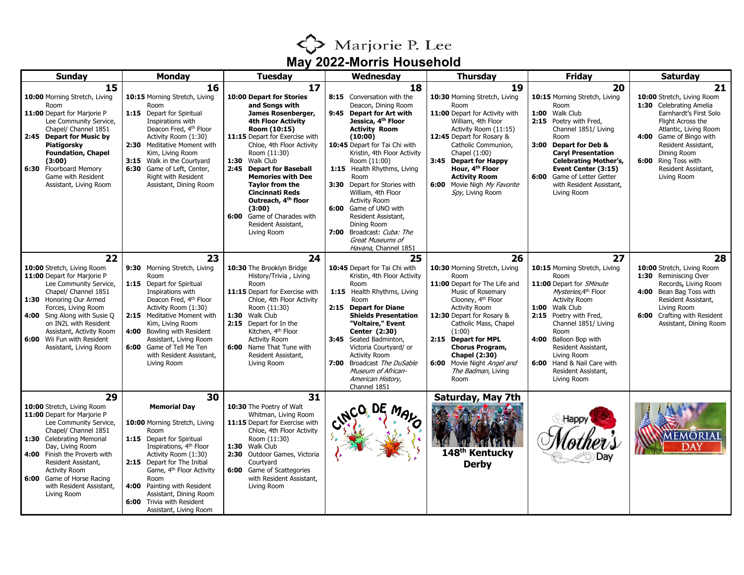Marjorie P. Lee

# May 2022-Morris Household

| Sunday | Monday | Tuesday | Wednesday | Thursday | Friday | Saturday |
|---|---|---|---|---|---|---|
| **15**<br>**10:00** Morning Stretch, Living Room<br>**11:00** Depart for Marjorie P Lee Community Service, Chapel/ Channel 1851<br>**2:45 Depart for Music by Piatigorsky Foundation, Chapel (3:00)**<br>**6:30** Floorboard Memory Game with Resident Assistant, Living Room | **16**<br>**10:15** Morning Stretch, Living Room<br>**1:15** Depart for Spiritual Inspirations with Deacon Fred, 4th Floor Activity Room (1:30)<br>**2:30** Meditative Moment with Kim, Living Room<br>**3:15** Walk in the Courtyard<br>**6:30** Game of Left, Center, Right with Resident Assistant, Dining Room | **17**<br>**10:00 Depart for Stories and Songs with James Rosenberger, 4th Floor Activity Room (10:15)**<br>**11:15** Depart for Exercise with Chloe, 4th Floor Activity Room (11:30)<br>**1:30** Walk Club<br>**2:45 Depart for Baseball Memories with Dee Taylor from the Cincinnati Reds Outreach, 4th floor (3:00)**<br>**6:00** Game of Charades with Resident Assistant, Living Room | **18**<br>**8:15** Conversation with the Deacon, Dining Room<br>**9:45 Depart for Art with Jessica, 4th Floor Activity Room (10:00)**<br>**10:45** Depart for Tai Chi with Kristin, 4th Floor Activity Room (11:00)<br>**1:15** Health Rhythms, Living Room<br>**3:30** Depart for Stories with William, 4th Floor Activity Room<br>**6:00** Game of UNO with Resident Assistant, Dining Room<br>**7:00** Broadcast: *Cuba: The Great Museums of Havana*, Channel 1851 | **19**<br>**10:30** Morning Stretch, Living Room<br>**11:00** Depart for Activity with William, 4th Floor Activity Room (11:15)<br>**12:45** Depart for Rosary & Catholic Communion, Chapel (1:00)<br>**3:45 Depart for Happy Hour, 4th Floor Activity Room**<br>**6:00** Movie Nigh *My Favorite Spy*, Living Room | **20**<br>**10:15** Morning Stretch, Living Room<br>**1:00** Walk Club<br>**2:15** Poetry with Fred, Channel 1851/ Living Room<br>**3:00 Depart for Deb & Caryl Presentation Celebrating Mother's, Event Center (3:15)**<br>**6:00** Game of Letter Getter with Resident Assistant, Living Room | **21**<br>**10:00** Stretch, Living Room<br>**1:30** Celebrating Amelia Earnhardt's First Solo Flight Across the Atlantic, Living Room<br>**4:00** Game of Bingo with Resident Assistant, Dining Room<br>**6:00** Ring Toss with Resident Assistant, Living Room |
| **22**<br>**10:00** Stretch, Living Room<br>**11:00** Depart for Marjorie P Lee Community Service, Chapel/ Channel 1851<br>**1:30** Honoring Our Armed Forces, Living Room<br>**4:00** Sing Along with Susie Q on IN2L with Resident Assistant, Activity Room<br>**6:00** Wii Fun with Resident Assistant, Living Room | **23**<br>**9:30** Morning Stretch, Living Room<br>**1:15** Depart for Spiritual Inspirations with Deacon Fred, 4th Floor Activity Room (1:30)<br>**2:15** Meditative Moment with Kim, Living Room<br>**4:00** Bowling with Resident Assistant, Living Room<br>**6:00** Game of Tell Me Ten with Resident Assistant, Living Room | **24**<br>**10:30** The Brooklyn Bridge History/Trivia , Living Room<br>**11:15** Depart for Exercise with Chloe, 4th Floor Activity Room (11:30)<br>**1:30** Walk Club<br>**2:15** Depart for In the Kitchen, 4th Floor Activity Room<br>**6:00** Name That Tune with Resident Assistant, Living Room | **25**<br>**10:45** Depart for Tai Chi with Kristin, 4th Floor Activity Room<br>**1:15** Health Rhythms, Living Room<br>**2:15 Depart for Diane Shields Presentation "Voltaire," Event Center (2:30)**<br>**3:45** Seated Badminton, Victoria Courtyard/ or Activity Room<br>**7:00** Broadcast *The DuSable Museum of African-American History*, Channel 1851 | **26**<br>**10:30** Morning Stretch, Living Room<br>**11:00** Depart for The Life and Music of Rosemary Clooney, 4th Floor Activity Room<br>**12:30** Depart for Rosary & Catholic Mass, Chapel (1:00)<br>**2:15 Depart for MPL Chorus Program, Chapel (2:30)**<br>**6:00** Movie Night *Angel and The Badman*, Living Room | **27**<br>**10:15** Morning Stretch, Living Room<br>**11:00** Depart for *5Minute Mysteries*,4th Floor Activity Room<br>**1:00** Walk Club<br>**2:15** Poetry with Fred, Channel 1851/ Living Room<br>**4:00** Balloon Bop with Resident Assistant, Living Room<br>**6:00** Hand & Nail Care with Resident Assistant, Living Room | **28**<br>**10:00** Stretch, Living Room<br>**1:30** Reminiscing Over Records**,** Living Room<br>**4:00** Bean Bag Toss with Resident Assistant, Living Room<br>**6:00** Crafting with Resident Assistant, Dining Room |
| **29**<br>**10:00** Stretch, Living Room<br>**11:00** Depart for Marjorie P Lee Community Service, Chapel/ Channel 1851<br>**1:30** Celebrating Memorial Day, Living Room<br>**4:00** Finish the Proverb with Resident Assistant, Activity Room<br>**6:00** Game of Horse Racing with Resident Assistant, Living Room | **30**<br>**Memorial Day**<br>**10:00** Morning Stretch, Living Room<br>**1:15** Depart for Spiritual Inspirations, 4th Floor Activity Room (1:30)<br>**2:15** Depart for The Initial Game, 4th Floor Activity Room<br>**4:00** Painting with Resident Assistant, Dining Room<br>**6:00** Trivia with Resident Assistant, Living Room | **31**<br>**10:30** The Poetry of Walt Whitman, Living Room<br>**11:15** Depart for Exercise with Chloe, 4th Floor Activity Room (11:30)<br>**1:30** Walk Club<br>**2:30** Outdoor Games, Victoria Courtyard<br>**6:00** Game of Scattegories with Resident Assistant, Living Room | CINCO DE MAYO | **Saturday, May 7th**<br>**148th Kentucky Derby** | Happy Mother's Day | MEMORIAL DAY |